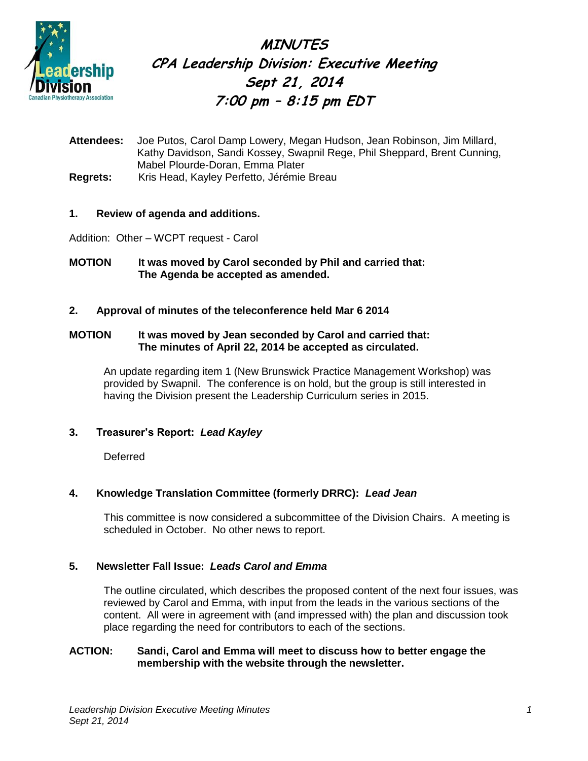# MINUTES
## CPA Leadership Division: Executive Meeting
## Sept 21, 2014
## 7:00 pm – 8:15 pm EDT

**Attendees:** Joe Putos, Carol Damp Lowery, Megan Hudson, Jean Robinson, Jim Millard, Kathy Davidson, Sandi Kossey, Swapnil Rege, Phil Sheppard, Brent Cunning, Mabel Plourde-Doran, Emma Plater

**Regrets:** Kris Head, Kayley Perfetto, Jérémie Breau

### 1. Review of agenda and additions.

Addition: Other – WCPT request - Carol

**MOTION** **It was moved by Carol seconded by Phil and carried that: The Agenda be accepted as amended.**

### 2. Approval of minutes of the teleconference held Mar 6 2014

**MOTION** **It was moved by Jean seconded by Carol and carried that: The minutes of April 22, 2014 be accepted as circulated.**

An update regarding item 1 (New Brunswick Practice Management Workshop) was provided by Swapnil. The conference is on hold, but the group is still interested in having the Division present the Leadership Curriculum series in 2015.

### 3. Treasurer's Report: *Lead Kayley*

Deferred

### 4. Knowledge Translation Committee (formerly DRRC): *Lead Jean*

This committee is now considered a subcommittee of the Division Chairs. A meeting is scheduled in October. No other news to report.

### 5. Newsletter Fall Issue: *Leads Carol and Emma*

The outline circulated, which describes the proposed content of the next four issues, was reviewed by Carol and Emma, with input from the leads in the various sections of the content. All were in agreement with (and impressed with) the plan and discussion took place regarding the need for contributors to each of the sections.

**ACTION:** **Sandi, Carol and Emma will meet to discuss how to better engage the membership with the website through the newsletter.**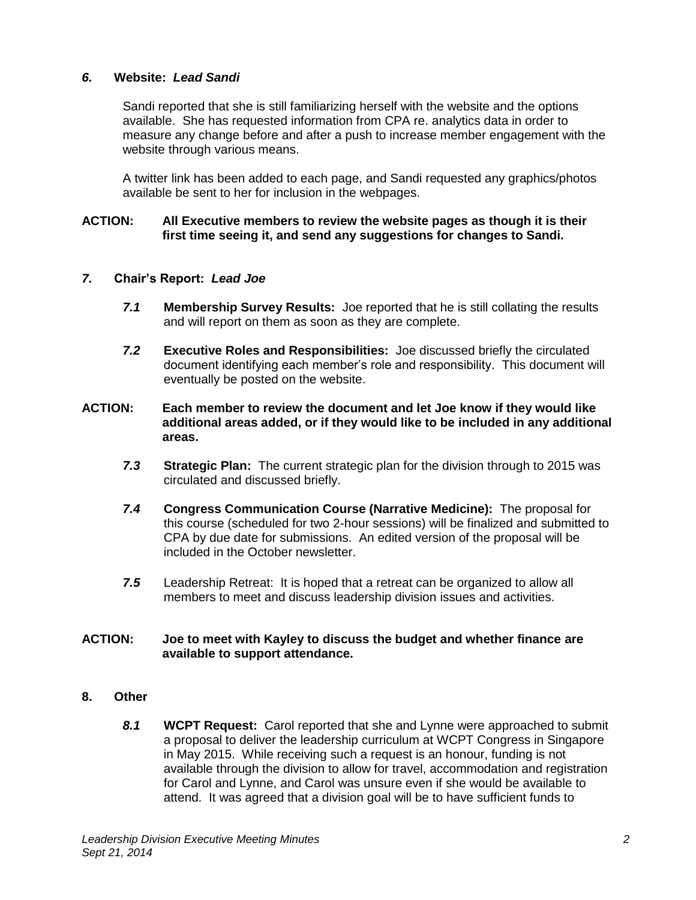## *6.* Website: *Lead Sandi*

Sandi reported that she is still familiarizing herself with the website and the options available. She has requested information from CPA re. analytics data in order to measure any change before and after a push to increase member engagement with the website through various means.

A twitter link has been added to each page, and Sandi requested any graphics/photos available be sent to her for inclusion in the webpages.

**ACTION: All Executive members to review the website pages as though it is their first time seeing it, and send any suggestions for changes to Sandi.**

## *7.* Chair's Report: *Lead Joe*

***7.1*** **Membership Survey Results:** Joe reported that he is still collating the results and will report on them as soon as they are complete.

***7.2*** **Executive Roles and Responsibilities:** Joe discussed briefly the circulated document identifying each member's role and responsibility. This document will eventually be posted on the website.

**ACTION: Each member to review the document and let Joe know if they would like additional areas added, or if they would like to be included in any additional areas.**

***7.3*** **Strategic Plan:** The current strategic plan for the division through to 2015 was circulated and discussed briefly.

***7.4*** **Congress Communication Course (Narrative Medicine):** The proposal for this course (scheduled for two 2-hour sessions) will be finalized and submitted to CPA by due date for submissions. An edited version of the proposal will be included in the October newsletter.

***7.5*** Leadership Retreat: It is hoped that a retreat can be organized to allow all members to meet and discuss leadership division issues and activities.

**ACTION: Joe to meet with Kayley to discuss the budget and whether finance are available to support attendance.**

## 8. Other

***8.1*** **WCPT Request:** Carol reported that she and Lynne were approached to submit a proposal to deliver the leadership curriculum at WCPT Congress in Singapore in May 2015. While receiving such a request is an honour, funding is not available through the division to allow for travel, accommodation and registration for Carol and Lynne, and Carol was unsure even if she would be available to attend. It was agreed that a division goal will be to have sufficient funds to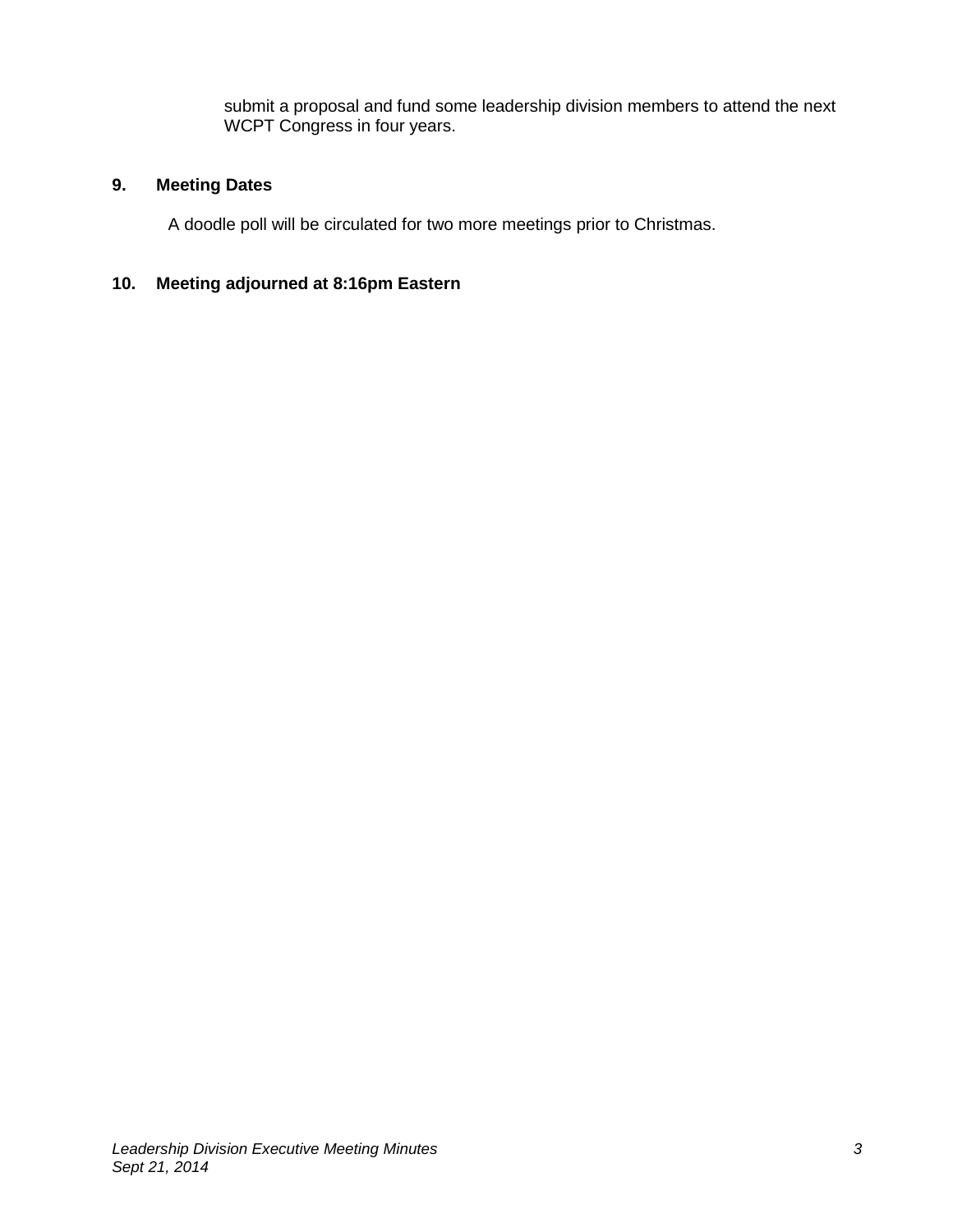submit a proposal and fund some leadership division members to attend the next WCPT Congress in four years.

**9. Meeting Dates**

A doodle poll will be circulated for two more meetings prior to Christmas.

**10. Meeting adjourned at 8:16pm Eastern**